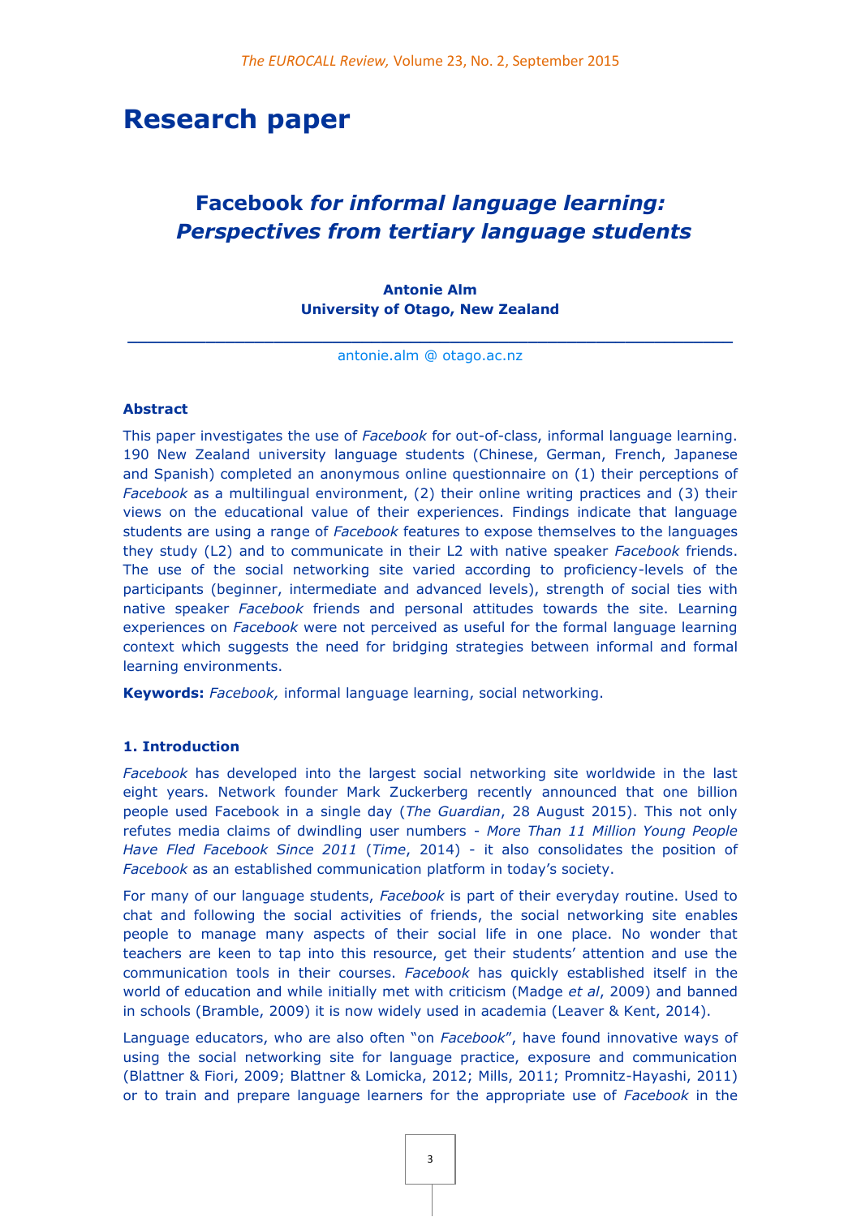# Research paper

## *Facebook for informal language learning: Perspectives from tertiary language students*

**Antonie Alm**
**University of Otago, New Zealand**

antonie.alm @ otago.ac.nz

### Abstract

This paper investigates the use of *Facebook* for out-of-class, informal language learning. 190 New Zealand university language students (Chinese, German, French, Japanese and Spanish) completed an anonymous online questionnaire on (1) their perceptions of *Facebook* as a multilingual environment, (2) their online writing practices and (3) their views on the educational value of their experiences. Findings indicate that language students are using a range of *Facebook* features to expose themselves to the languages they study (L2) and to communicate in their L2 with native speaker *Facebook* friends. The use of the social networking site varied according to proficiency-levels of the participants (beginner, intermediate and advanced levels), strength of social ties with native speaker *Facebook* friends and personal attitudes towards the site. Learning experiences on *Facebook* were not perceived as useful for the formal language learning context which suggests the need for bridging strategies between informal and formal learning environments.

**Keywords:** *Facebook,* informal language learning, social networking.

### 1. Introduction

*Facebook* has developed into the largest social networking site worldwide in the last eight years. Network founder Mark Zuckerberg recently announced that one billion people used Facebook in a single day (*The Guardian*, 28 August 2015). This not only refutes media claims of dwindling user numbers - *More Than 11 Million Young People Have Fled Facebook Since 2011* (*Time*, 2014) - it also consolidates the position of *Facebook* as an established communication platform in today's society.

For many of our language students, *Facebook* is part of their everyday routine. Used to chat and following the social activities of friends, the social networking site enables people to manage many aspects of their social life in one place. No wonder that teachers are keen to tap into this resource, get their students' attention and use the communication tools in their courses. *Facebook* has quickly established itself in the world of education and while initially met with criticism (Madge *et al*, 2009) and banned in schools (Bramble, 2009) it is now widely used in academia (Leaver & Kent, 2014).

Language educators, who are also often "on *Facebook*", have found innovative ways of using the social networking site for language practice, exposure and communication (Blattner & Fiori, 2009; Blattner & Lomicka, 2012; Mills, 2011; Promnitz-Hayashi, 2011) or to train and prepare language learners for the appropriate use of *Facebook* in the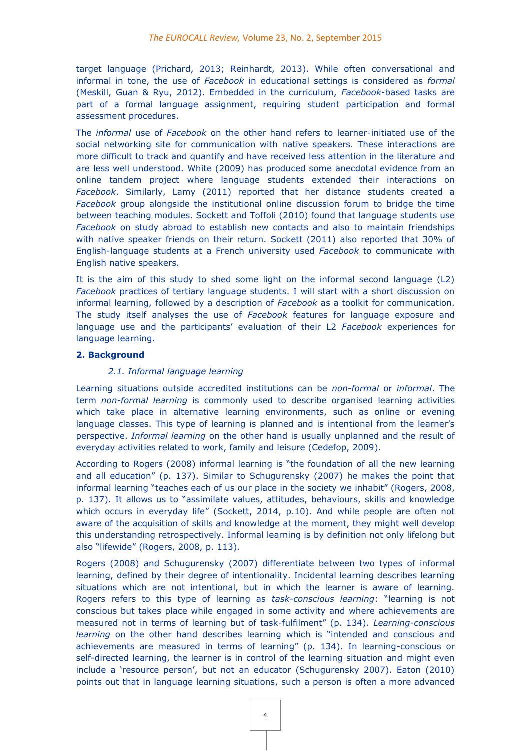target language (Prichard, 2013; Reinhardt, 2013). While often conversational and informal in tone, the use of *Facebook* in educational settings is considered as *formal* (Meskill, Guan & Ryu, 2012). Embedded in the curriculum, *Facebook*-based tasks are part of a formal language assignment, requiring student participation and formal assessment procedures.

The *informal* use of *Facebook* on the other hand refers to learner-initiated use of the social networking site for communication with native speakers. These interactions are more difficult to track and quantify and have received less attention in the literature and are less well understood. White (2009) has produced some anecdotal evidence from an online tandem project where language students extended their interactions on *Facebook*. Similarly, Lamy (2011) reported that her distance students created a *Facebook* group alongside the institutional online discussion forum to bridge the time between teaching modules. Sockett and Toffoli (2010) found that language students use *Facebook* on study abroad to establish new contacts and also to maintain friendships with native speaker friends on their return. Sockett (2011) also reported that 30% of English-language students at a French university used *Facebook* to communicate with English native speakers.

It is the aim of this study to shed some light on the informal second language (L2) *Facebook* practices of tertiary language students. I will start with a short discussion on informal learning, followed by a description of *Facebook* as a toolkit for communication. The study itself analyses the use of *Facebook* features for language exposure and language use and the participants' evaluation of their L2 *Facebook* experiences for language learning.

## 2. Background

### *2.1. Informal language learning*

Learning situations outside accredited institutions can be *non-formal* or *informal*. The term *non-formal learning* is commonly used to describe organised learning activities which take place in alternative learning environments, such as online or evening language classes. This type of learning is planned and is intentional from the learner's perspective. *Informal learning* on the other hand is usually unplanned and the result of everyday activities related to work, family and leisure (Cedefop, 2009).

According to Rogers (2008) informal learning is "the foundation of all the new learning and all education" (p. 137). Similar to Schugurensky (2007) he makes the point that informal learning "teaches each of us our place in the society we inhabit" (Rogers, 2008, p. 137). It allows us to "assimilate values, attitudes, behaviours, skills and knowledge which occurs in everyday life" (Sockett, 2014, p.10). And while people are often not aware of the acquisition of skills and knowledge at the moment, they might well develop this understanding retrospectively. Informal learning is by definition not only lifelong but also "lifewide" (Rogers, 2008, p. 113).

Rogers (2008) and Schugurensky (2007) differentiate between two types of informal learning, defined by their degree of intentionality. Incidental learning describes learning situations which are not intentional, but in which the learner is aware of learning. Rogers refers to this type of learning as *task-conscious learning*: "learning is not conscious but takes place while engaged in some activity and where achievements are measured not in terms of learning but of task-fulfilment" (p. 134). *Learning-conscious learning* on the other hand describes learning which is "intended and conscious and achievements are measured in terms of learning" (p. 134). In learning-conscious or self-directed learning, the learner is in control of the learning situation and might even include a 'resource person', but not an educator (Schugurensky 2007). Eaton (2010) points out that in language learning situations, such a person is often a more advanced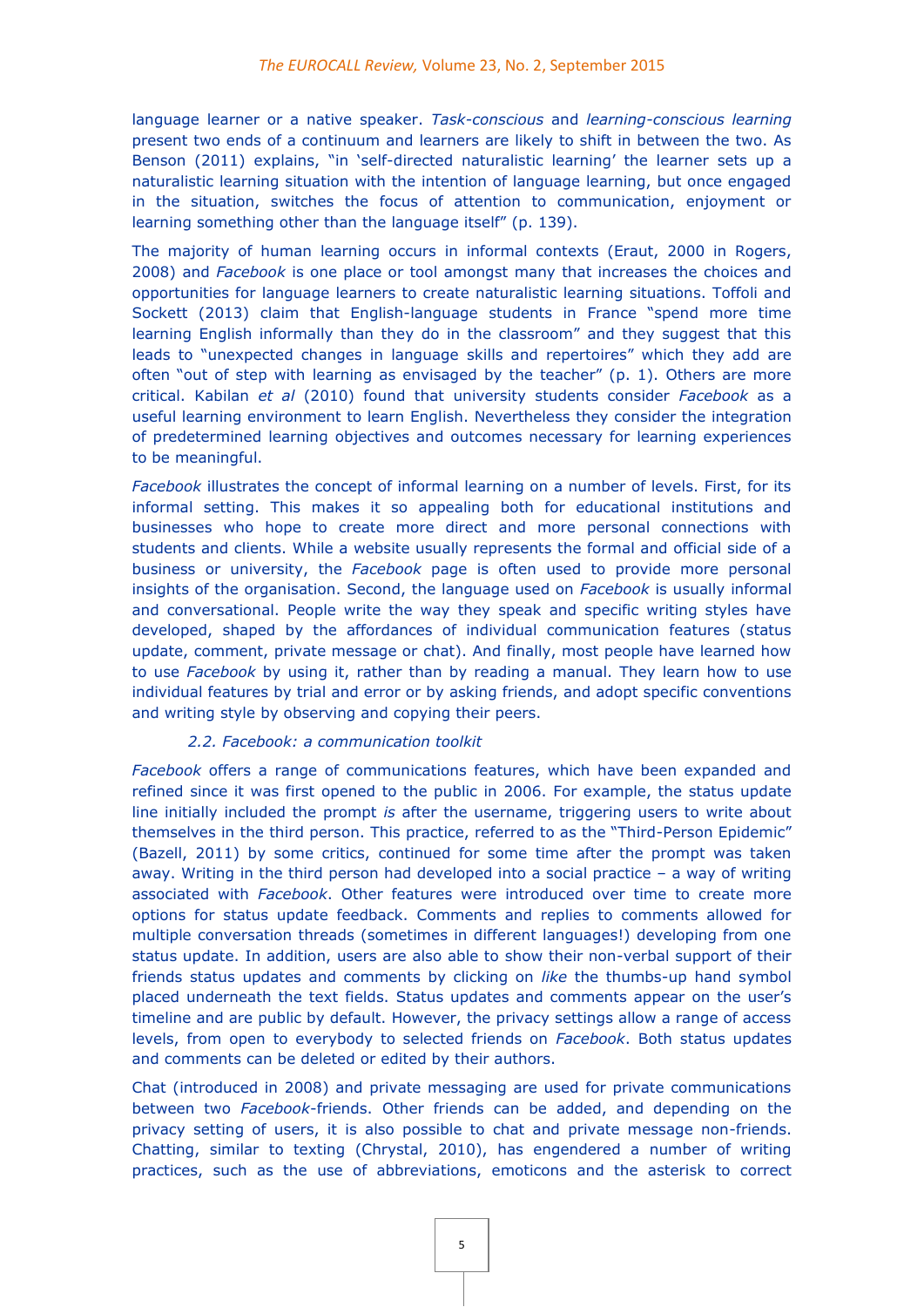language learner or a native speaker. *Task-conscious* and *learning-conscious learning* present two ends of a continuum and learners are likely to shift in between the two. As Benson (2011) explains, "in 'self-directed naturalistic learning' the learner sets up a naturalistic learning situation with the intention of language learning, but once engaged in the situation, switches the focus of attention to communication, enjoyment or learning something other than the language itself" (p. 139).

The majority of human learning occurs in informal contexts (Eraut, 2000 in Rogers, 2008) and *Facebook* is one place or tool amongst many that increases the choices and opportunities for language learners to create naturalistic learning situations. Toffoli and Sockett (2013) claim that English-language students in France "spend more time learning English informally than they do in the classroom" and they suggest that this leads to "unexpected changes in language skills and repertoires" which they add are often "out of step with learning as envisaged by the teacher" (p. 1). Others are more critical. Kabilan *et al* (2010) found that university students consider *Facebook* as a useful learning environment to learn English. Nevertheless they consider the integration of predetermined learning objectives and outcomes necessary for learning experiences to be meaningful.

*Facebook* illustrates the concept of informal learning on a number of levels. First, for its informal setting. This makes it so appealing both for educational institutions and businesses who hope to create more direct and more personal connections with students and clients. While a website usually represents the formal and official side of a business or university, the *Facebook* page is often used to provide more personal insights of the organisation. Second, the language used on *Facebook* is usually informal and conversational. People write the way they speak and specific writing styles have developed, shaped by the affordances of individual communication features (status update, comment, private message or chat). And finally, most people have learned how to use *Facebook* by using it, rather than by reading a manual. They learn how to use individual features by trial and error or by asking friends, and adopt specific conventions and writing style by observing and copying their peers.

### *2.2. Facebook: a communication toolkit*

*Facebook* offers a range of communications features, which have been expanded and refined since it was first opened to the public in 2006. For example, the status update line initially included the prompt *is* after the username, triggering users to write about themselves in the third person. This practice, referred to as the "Third-Person Epidemic" (Bazell, 2011) by some critics, continued for some time after the prompt was taken away. Writing in the third person had developed into a social practice – a way of writing associated with *Facebook*. Other features were introduced over time to create more options for status update feedback. Comments and replies to comments allowed for multiple conversation threads (sometimes in different languages!) developing from one status update. In addition, users are also able to show their non-verbal support of their friends status updates and comments by clicking on *like* the thumbs-up hand symbol placed underneath the text fields. Status updates and comments appear on the user's timeline and are public by default. However, the privacy settings allow a range of access levels, from open to everybody to selected friends on *Facebook*. Both status updates and comments can be deleted or edited by their authors.

Chat (introduced in 2008) and private messaging are used for private communications between two *Facebook*-friends. Other friends can be added, and depending on the privacy setting of users, it is also possible to chat and private message non-friends. Chatting, similar to texting (Chrystal, 2010), has engendered a number of writing practices, such as the use of abbreviations, emoticons and the asterisk to correct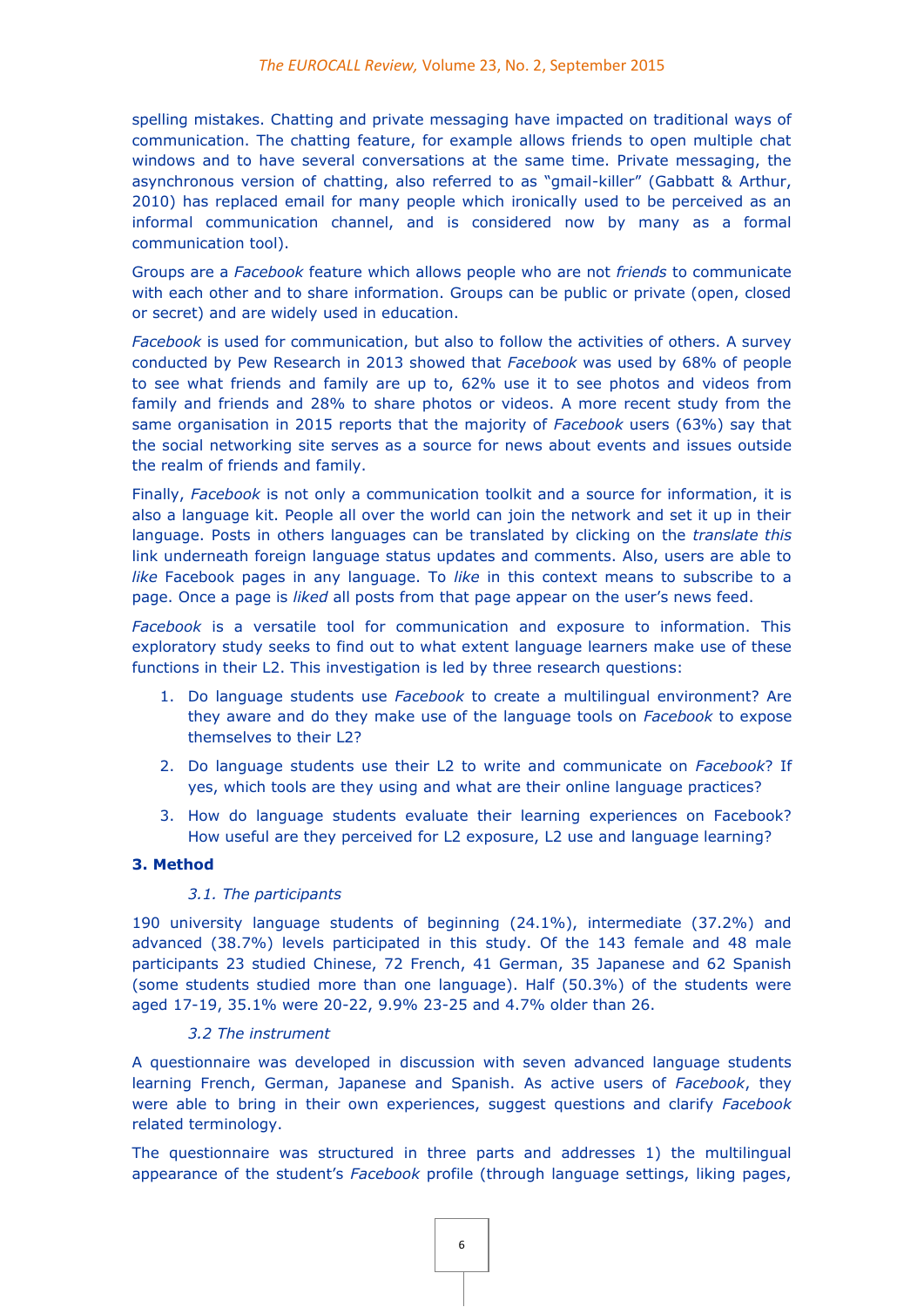spelling mistakes. Chatting and private messaging have impacted on traditional ways of communication. The chatting feature, for example allows friends to open multiple chat windows and to have several conversations at the same time. Private messaging, the asynchronous version of chatting, also referred to as "gmail-killer" (Gabbatt & Arthur, 2010) has replaced email for many people which ironically used to be perceived as an informal communication channel, and is considered now by many as a formal communication tool).

Groups are a *Facebook* feature which allows people who are not *friends* to communicate with each other and to share information. Groups can be public or private (open, closed or secret) and are widely used in education.

*Facebook* is used for communication, but also to follow the activities of others. A survey conducted by Pew Research in 2013 showed that *Facebook* was used by 68% of people to see what friends and family are up to, 62% use it to see photos and videos from family and friends and 28% to share photos or videos. A more recent study from the same organisation in 2015 reports that the majority of *Facebook* users (63%) say that the social networking site serves as a source for news about events and issues outside the realm of friends and family.

Finally, *Facebook* is not only a communication toolkit and a source for information, it is also a language kit. People all over the world can join the network and set it up in their language. Posts in others languages can be translated by clicking on the *translate this* link underneath foreign language status updates and comments. Also, users are able to *like* Facebook pages in any language. To *like* in this context means to subscribe to a page. Once a page is *liked* all posts from that page appear on the user's news feed.

*Facebook* is a versatile tool for communication and exposure to information. This exploratory study seeks to find out to what extent language learners make use of these functions in their L2. This investigation is led by three research questions:

1. Do language students use *Facebook* to create a multilingual environment? Are they aware and do they make use of the language tools on *Facebook* to expose themselves to their L2?
2. Do language students use their L2 to write and communicate on *Facebook*? If yes, which tools are they using and what are their online language practices?
3. How do language students evaluate their learning experiences on Facebook? How useful are they perceived for L2 exposure, L2 use and language learning?

## 3. Method

### *3.1. The participants*

190 university language students of beginning (24.1%), intermediate (37.2%) and advanced (38.7%) levels participated in this study. Of the 143 female and 48 male participants 23 studied Chinese, 72 French, 41 German, 35 Japanese and 62 Spanish (some students studied more than one language). Half (50.3%) of the students were aged 17-19, 35.1% were 20-22, 9.9% 23-25 and 4.7% older than 26.

### *3.2 The instrument*

A questionnaire was developed in discussion with seven advanced language students learning French, German, Japanese and Spanish. As active users of *Facebook*, they were able to bring in their own experiences, suggest questions and clarify *Facebook* related terminology.

The questionnaire was structured in three parts and addresses 1) the multilingual appearance of the student's *Facebook* profile (through language settings, liking pages,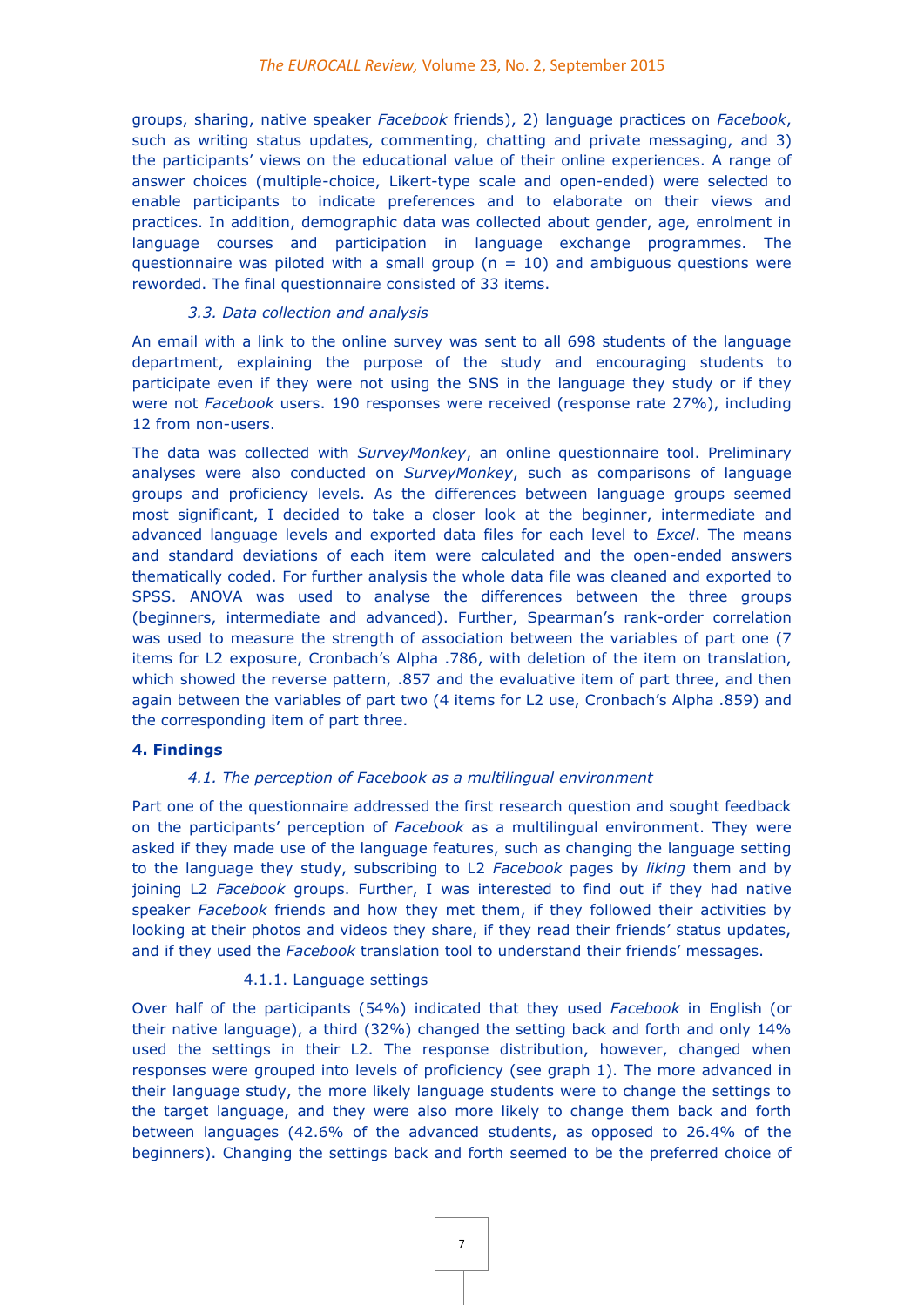groups, sharing, native speaker *Facebook* friends), 2) language practices on *Facebook*, such as writing status updates, commenting, chatting and private messaging, and 3) the participants' views on the educational value of their online experiences. A range of answer choices (multiple-choice, Likert-type scale and open-ended) were selected to enable participants to indicate preferences and to elaborate on their views and practices. In addition, demographic data was collected about gender, age, enrolment in language courses and participation in language exchange programmes. The questionnaire was piloted with a small group (n = 10) and ambiguous questions were reworded. The final questionnaire consisted of 33 items.

### *3.3. Data collection and analysis*

An email with a link to the online survey was sent to all 698 students of the language department, explaining the purpose of the study and encouraging students to participate even if they were not using the SNS in the language they study or if they were not *Facebook* users. 190 responses were received (response rate 27%), including 12 from non-users.

The data was collected with *SurveyMonkey*, an online questionnaire tool. Preliminary analyses were also conducted on *SurveyMonkey*, such as comparisons of language groups and proficiency levels. As the differences between language groups seemed most significant, I decided to take a closer look at the beginner, intermediate and advanced language levels and exported data files for each level to *Excel*. The means and standard deviations of each item were calculated and the open-ended answers thematically coded. For further analysis the whole data file was cleaned and exported to SPSS. ANOVA was used to analyse the differences between the three groups (beginners, intermediate and advanced). Further, Spearman's rank-order correlation was used to measure the strength of association between the variables of part one (7 items for L2 exposure, Cronbach's Alpha .786, with deletion of the item on translation, which showed the reverse pattern, .857 and the evaluative item of part three, and then again between the variables of part two (4 items for L2 use, Cronbach's Alpha .859) and the corresponding item of part three.

## 4. Findings

### *4.1. The perception of Facebook as a multilingual environment*

Part one of the questionnaire addressed the first research question and sought feedback on the participants' perception of *Facebook* as a multilingual environment. They were asked if they made use of the language features, such as changing the language setting to the language they study, subscribing to L2 *Facebook* pages by *liking* them and by joining L2 *Facebook* groups. Further, I was interested to find out if they had native speaker *Facebook* friends and how they met them, if they followed their activities by looking at their photos and videos they share, if they read their friends' status updates, and if they used the *Facebook* translation tool to understand their friends' messages.

#### 4.1.1. Language settings

Over half of the participants (54%) indicated that they used *Facebook* in English (or their native language), a third (32%) changed the setting back and forth and only 14% used the settings in their L2. The response distribution, however, changed when responses were grouped into levels of proficiency (see graph 1). The more advanced in their language study, the more likely language students were to change the settings to the target language, and they were also more likely to change them back and forth between languages (42.6% of the advanced students, as opposed to 26.4% of the beginners). Changing the settings back and forth seemed to be the preferred choice of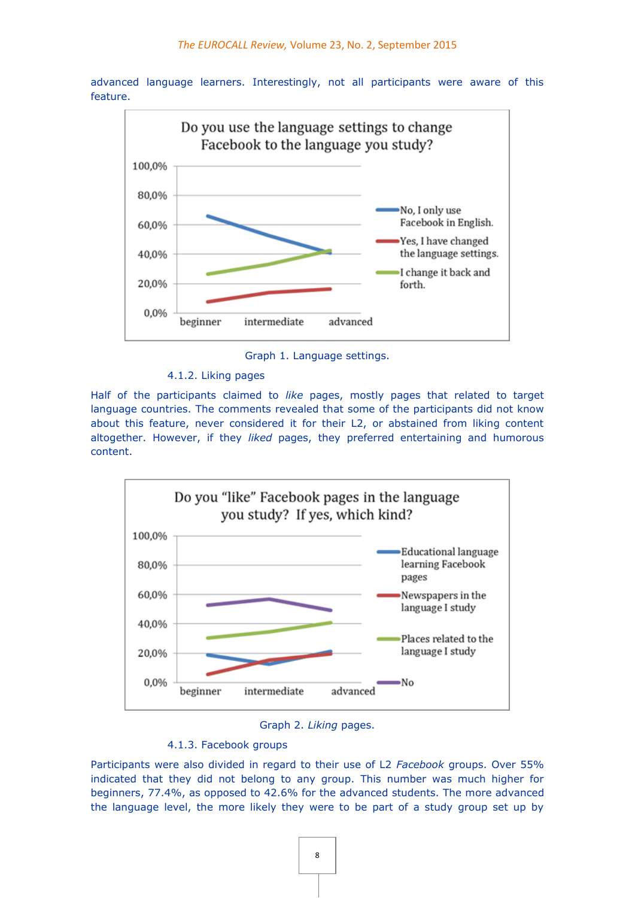advanced language learners. Interestingly, not all participants were aware of this feature.

Graph 1. Language settings.

#### 4.1.2. Liking pages

Half of the participants claimed to *like* pages, mostly pages that related to target language countries. The comments revealed that some of the participants did not know about this feature, never considered it for their L2, or abstained from liking content altogether. However, if they *liked* pages, they preferred entertaining and humorous content.

Graph 2. *Liking* pages.

#### 4.1.3. Facebook groups

Participants were also divided in regard to their use of L2 *Facebook* groups. Over 55% indicated that they did not belong to any group. This number was much higher for beginners, 77.4%, as opposed to 42.6% for the advanced students. The more advanced the language level, the more likely they were to be part of a study group set up by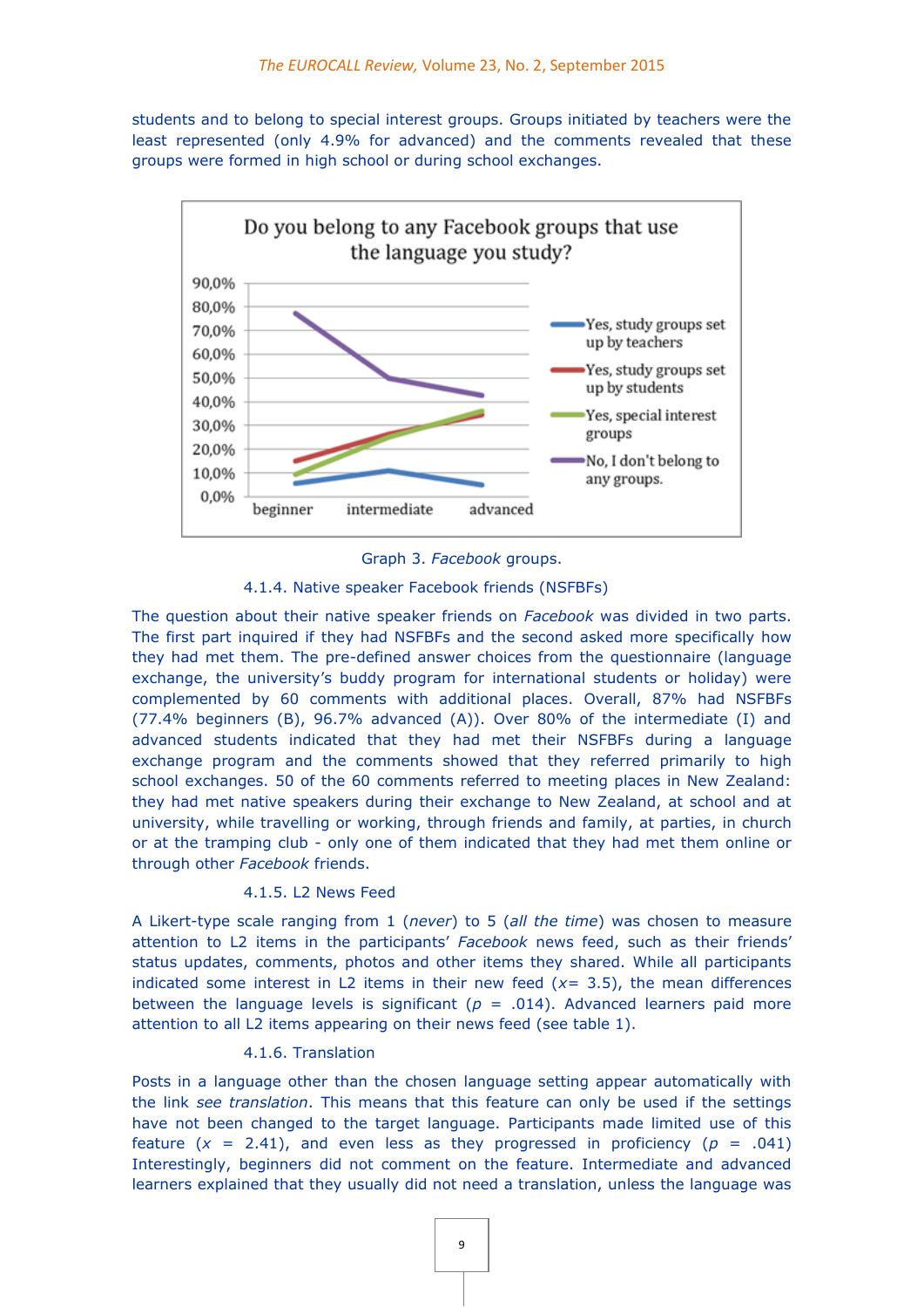students and to belong to special interest groups. Groups initiated by teachers were the least represented (only 4.9% for advanced) and the comments revealed that these groups were formed in high school or during school exchanges.

Graph 3. *Facebook* groups.

#### 4.1.4. Native speaker Facebook friends (NSFBFs)

The question about their native speaker friends on *Facebook* was divided in two parts. The first part inquired if they had NSFBFs and the second asked more specifically how they had met them. The pre-defined answer choices from the questionnaire (language exchange, the university's buddy program for international students or holiday) were complemented by 60 comments with additional places. Overall, 87% had NSFBFs (77.4% beginners (B), 96.7% advanced (A)). Over 80% of the intermediate (I) and advanced students indicated that they had met their NSFBFs during a language exchange program and the comments showed that they referred primarily to high school exchanges. 50 of the 60 comments referred to meeting places in New Zealand: they had met native speakers during their exchange to New Zealand, at school and at university, while travelling or working, through friends and family, at parties, in church or at the tramping club - only one of them indicated that they had met them online or through other *Facebook* friends.

#### 4.1.5. L2 News Feed

A Likert-type scale ranging from 1 (*never*) to 5 (*all the time*) was chosen to measure attention to L2 items in the participants' *Facebook* news feed, such as their friends' status updates, comments, photos and other items they shared. While all participants indicated some interest in L2 items in their new feed ($x$= 3.5), the mean differences between the language levels is significant ($p$ = .014). Advanced learners paid more attention to all L2 items appearing on their news feed (see table 1).

#### 4.1.6. Translation

Posts in a language other than the chosen language setting appear automatically with the link *see translation*. This means that this feature can only be used if the settings have not been changed to the target language. Participants made limited use of this feature ($x$ = 2.41), and even less as they progressed in proficiency ($p$ = .041) Interestingly, beginners did not comment on the feature. Intermediate and advanced learners explained that they usually did not need a translation, unless the language was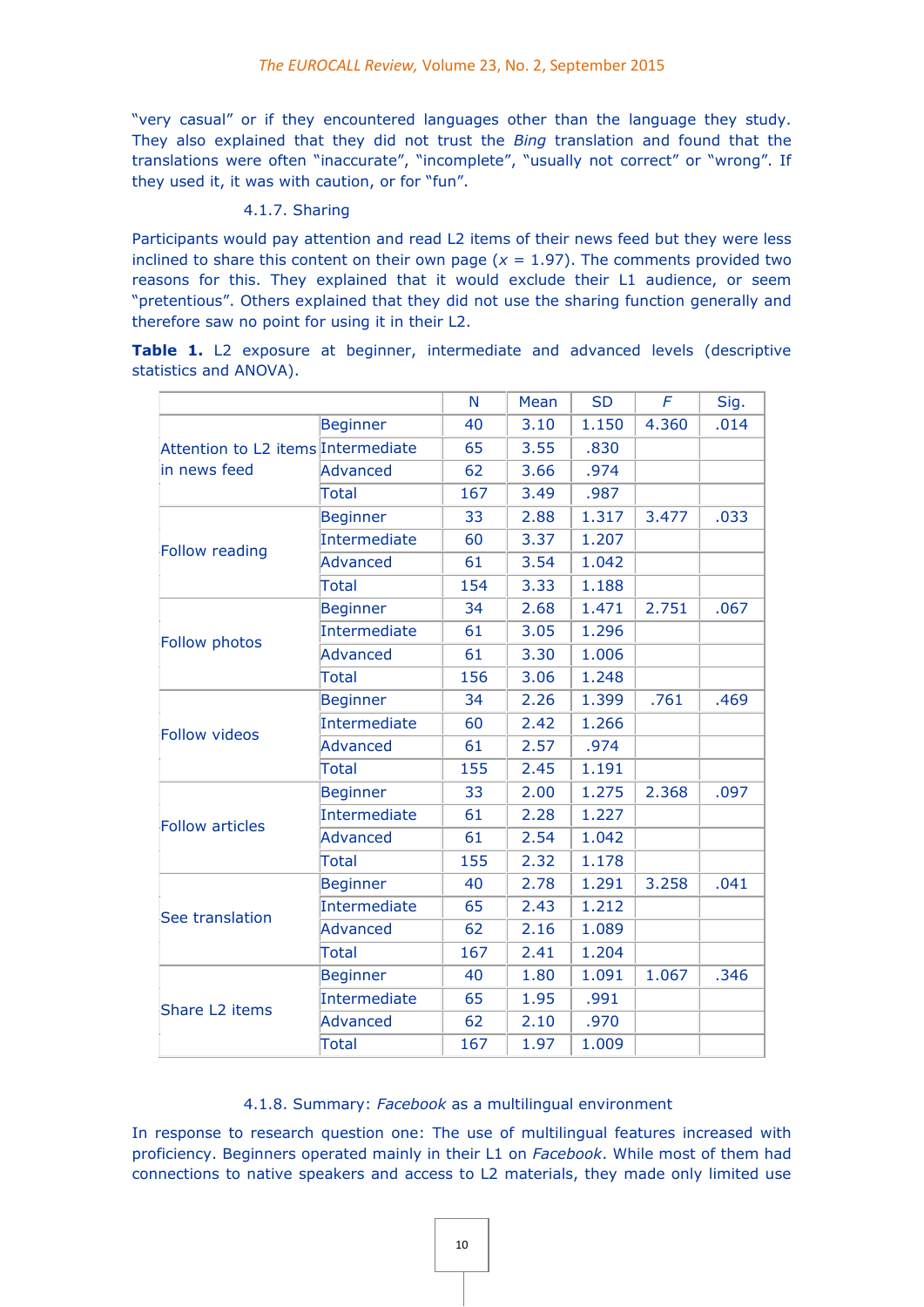"very casual" or if they encountered languages other than the language they study. They also explained that they did not trust the *Bing* translation and found that the translations were often "inaccurate", "incomplete", "usually not correct" or "wrong". If they used it, it was with caution, or for "fun".

### 4.1.7. Sharing

Participants would pay attention and read L2 items of their news feed but they were less inclined to share this content on their own page ($x$ = 1.97). The comments provided two reasons for this. They explained that it would exclude their L1 audience, or seem "pretentious". Others explained that they did not use the sharing function generally and therefore saw no point for using it in their L2.

**Table 1.** L2 exposure at beginner, intermediate and advanced levels (descriptive statistics and ANOVA).

| | | N | Mean | SD | *F* | Sig. |
|---|---|---|---|---|---|---|
| Attention to L2 items in news feed | Beginner | 40 | 3.10 | 1.150 | 4.360 | .014 |
| | Intermediate | 65 | 3.55 | .830 | | |
| | Advanced | 62 | 3.66 | .974 | | |
| | Total | 167 | 3.49 | .987 | | |
| Follow reading | Beginner | 33 | 2.88 | 1.317 | 3.477 | .033 |
| | Intermediate | 60 | 3.37 | 1.207 | | |
| | Advanced | 61 | 3.54 | 1.042 | | |
| | Total | 154 | 3.33 | 1.188 | | |
| Follow photos | Beginner | 34 | 2.68 | 1.471 | 2.751 | .067 |
| | Intermediate | 61 | 3.05 | 1.296 | | |
| | Advanced | 61 | 3.30 | 1.006 | | |
| | Total | 156 | 3.06 | 1.248 | | |
| Follow videos | Beginner | 34 | 2.26 | 1.399 | .761 | .469 |
| | Intermediate | 60 | 2.42 | 1.266 | | |
| | Advanced | 61 | 2.57 | .974 | | |
| | Total | 155 | 2.45 | 1.191 | | |
| Follow articles | Beginner | 33 | 2.00 | 1.275 | 2.368 | .097 |
| | Intermediate | 61 | 2.28 | 1.227 | | |
| | Advanced | 61 | 2.54 | 1.042 | | |
| | Total | 155 | 2.32 | 1.178 | | |
| See translation | Beginner | 40 | 2.78 | 1.291 | 3.258 | .041 |
| | Intermediate | 65 | 2.43 | 1.212 | | |
| | Advanced | 62 | 2.16 | 1.089 | | |
| | Total | 167 | 2.41 | 1.204 | | |
| Share L2 items | Beginner | 40 | 1.80 | 1.091 | 1.067 | .346 |
| | Intermediate | 65 | 1.95 | .991 | | |
| | Advanced | 62 | 2.10 | .970 | | |
| | Total | 167 | 1.97 | 1.009 | | |

### 4.1.8. Summary: *Facebook* as a multilingual environment

In response to research question one: The use of multilingual features increased with proficiency. Beginners operated mainly in their L1 on *Facebook*. While most of them had connections to native speakers and access to L2 materials, they made only limited use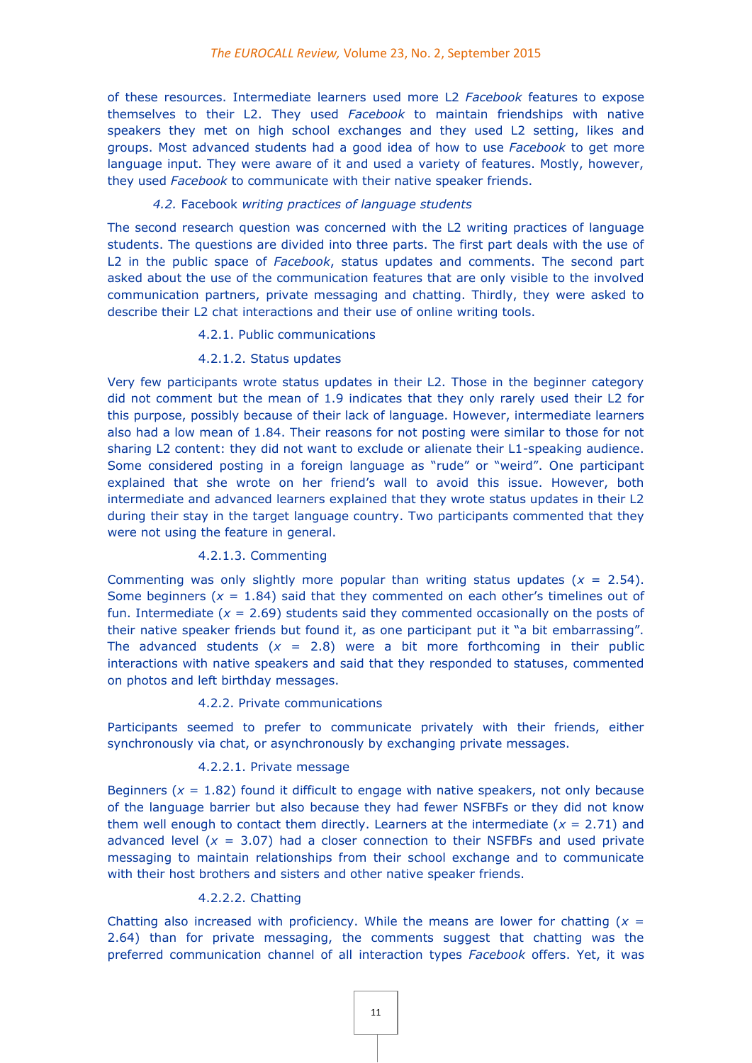of these resources. Intermediate learners used more L2 *Facebook* features to expose themselves to their L2. They used *Facebook* to maintain friendships with native speakers they met on high school exchanges and they used L2 setting, likes and groups. Most advanced students had a good idea of how to use *Facebook* to get more language input. They were aware of it and used a variety of features. Mostly, however, they used *Facebook* to communicate with their native speaker friends.

### *4.2.* Facebook *writing practices of language students*

The second research question was concerned with the L2 writing practices of language students. The questions are divided into three parts. The first part deals with the use of L2 in the public space of *Facebook*, status updates and comments. The second part asked about the use of the communication features that are only visible to the involved communication partners, private messaging and chatting. Thirdly, they were asked to describe their L2 chat interactions and their use of online writing tools.

#### 4.2.1. Public communications

##### 4.2.1.2. Status updates

Very few participants wrote status updates in their L2. Those in the beginner category did not comment but the mean of 1.9 indicates that they only rarely used their L2 for this purpose, possibly because of their lack of language. However, intermediate learners also had a low mean of 1.84. Their reasons for not posting were similar to those for not sharing L2 content: they did not want to exclude or alienate their L1-speaking audience. Some considered posting in a foreign language as "rude" or "weird". One participant explained that she wrote on her friend's wall to avoid this issue. However, both intermediate and advanced learners explained that they wrote status updates in their L2 during their stay in the target language country. Two participants commented that they were not using the feature in general.

##### 4.2.1.3. Commenting

Commenting was only slightly more popular than writing status updates ($x$ = 2.54). Some beginners ($x$ = 1.84) said that they commented on each other's timelines out of fun. Intermediate ($x$ = 2.69) students said they commented occasionally on the posts of their native speaker friends but found it, as one participant put it "a bit embarrassing". The advanced students ($x$ = 2.8) were a bit more forthcoming in their public interactions with native speakers and said that they responded to statuses, commented on photos and left birthday messages.

#### 4.2.2. Private communications

Participants seemed to prefer to communicate privately with their friends, either synchronously via chat, or asynchronously by exchanging private messages.

##### 4.2.2.1. Private message

Beginners ($x$ = 1.82) found it difficult to engage with native speakers, not only because of the language barrier but also because they had fewer NSFBFs or they did not know them well enough to contact them directly. Learners at the intermediate ($x$ = 2.71) and advanced level ($x$ = 3.07) had a closer connection to their NSFBFs and used private messaging to maintain relationships from their school exchange and to communicate with their host brothers and sisters and other native speaker friends.

##### 4.2.2.2. Chatting

Chatting also increased with proficiency. While the means are lower for chatting ($x$ = 2.64) than for private messaging, the comments suggest that chatting was the preferred communication channel of all interaction types *Facebook* offers. Yet, it was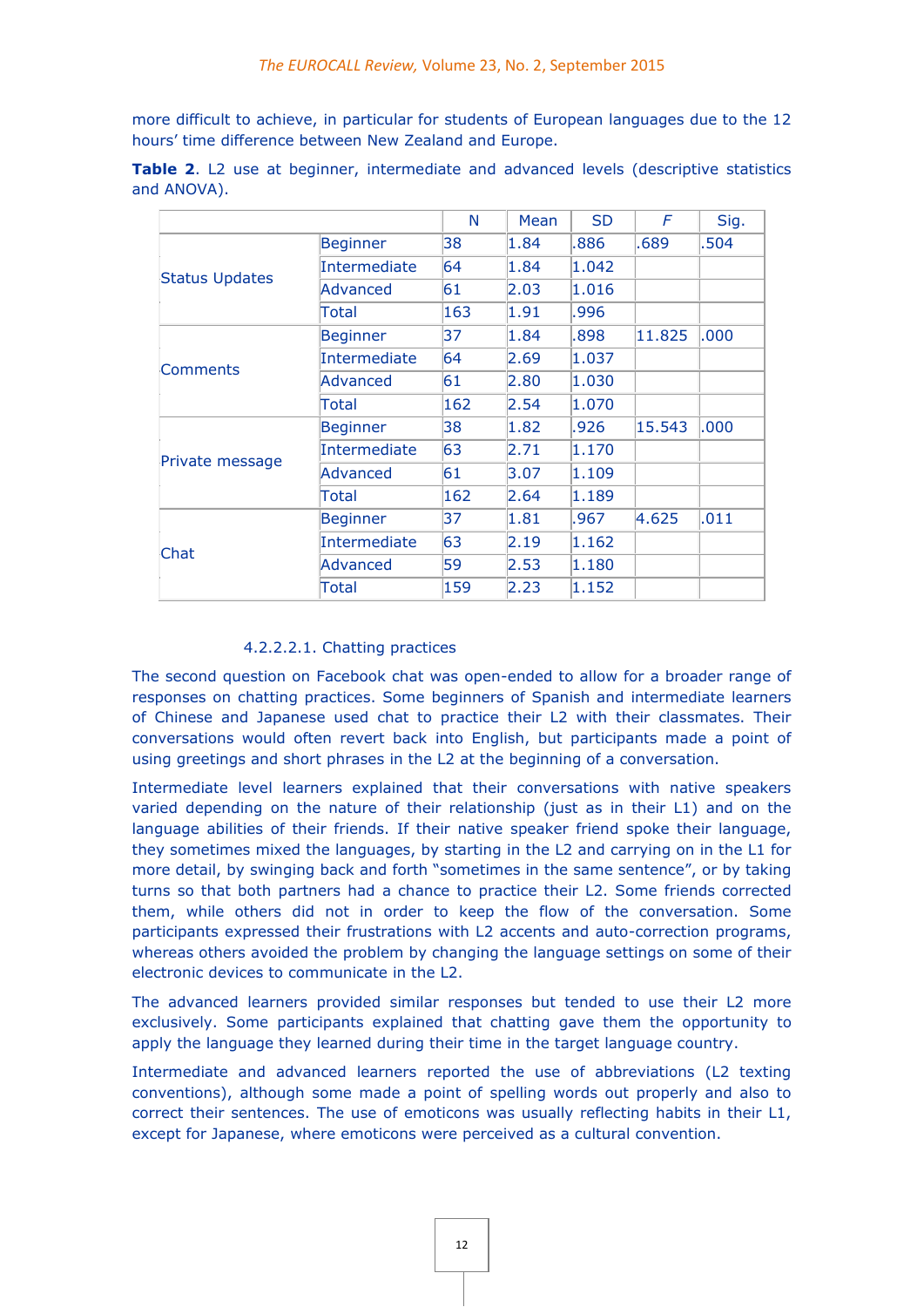more difficult to achieve, in particular for students of European languages due to the 12 hours' time difference between New Zealand and Europe.

**Table 2**. L2 use at beginner, intermediate and advanced levels (descriptive statistics and ANOVA).

| | | N | Mean | SD | *F* | Sig. |
|---|---|---|---|---|---|---|
| Status Updates | Beginner | 38 | 1.84 | .886 | .689 | .504 |
| | Intermediate | 64 | 1.84 | 1.042 | | |
| | Advanced | 61 | 2.03 | 1.016 | | |
| | Total | 163 | 1.91 | .996 | | |
| Comments | Beginner | 37 | 1.84 | .898 | 11.825 | .000 |
| | Intermediate | 64 | 2.69 | 1.037 | | |
| | Advanced | 61 | 2.80 | 1.030 | | |
| | Total | 162 | 2.54 | 1.070 | | |
| Private message | Beginner | 38 | 1.82 | .926 | 15.543 | .000 |
| | Intermediate | 63 | 2.71 | 1.170 | | |
| | Advanced | 61 | 3.07 | 1.109 | | |
| | Total | 162 | 2.64 | 1.189 | | |
| Chat | Beginner | 37 | 1.81 | .967 | 4.625 | .011 |
| | Intermediate | 63 | 2.19 | 1.162 | | |
| | Advanced | 59 | 2.53 | 1.180 | | |
| | Total | 159 | 2.23 | 1.152 | | |

#### 4.2.2.2.1. Chatting practices

The second question on Facebook chat was open-ended to allow for a broader range of responses on chatting practices. Some beginners of Spanish and intermediate learners of Chinese and Japanese used chat to practice their L2 with their classmates. Their conversations would often revert back into English, but participants made a point of using greetings and short phrases in the L2 at the beginning of a conversation.

Intermediate level learners explained that their conversations with native speakers varied depending on the nature of their relationship (just as in their L1) and on the language abilities of their friends. If their native speaker friend spoke their language, they sometimes mixed the languages, by starting in the L2 and carrying on in the L1 for more detail, by swinging back and forth "sometimes in the same sentence", or by taking turns so that both partners had a chance to practice their L2. Some friends corrected them, while others did not in order to keep the flow of the conversation. Some participants expressed their frustrations with L2 accents and auto-correction programs, whereas others avoided the problem by changing the language settings on some of their electronic devices to communicate in the L2.

The advanced learners provided similar responses but tended to use their L2 more exclusively. Some participants explained that chatting gave them the opportunity to apply the language they learned during their time in the target language country.

Intermediate and advanced learners reported the use of abbreviations (L2 texting conventions), although some made a point of spelling words out properly and also to correct their sentences. The use of emoticons was usually reflecting habits in their L1, except for Japanese, where emoticons were perceived as a cultural convention.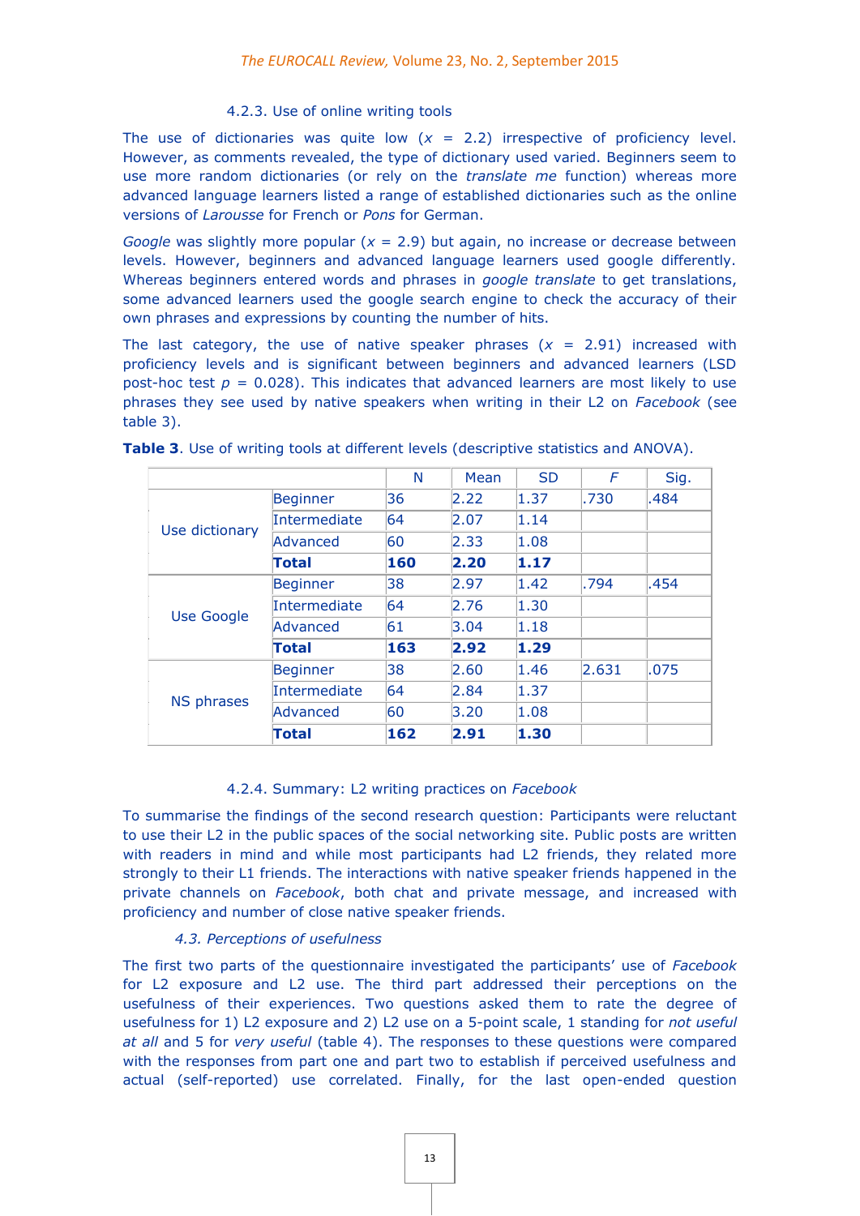#### 4.2.3. Use of online writing tools

The use of dictionaries was quite low ($x$ = 2.2) irrespective of proficiency level. However, as comments revealed, the type of dictionary used varied. Beginners seem to use more random dictionaries (or rely on the *translate me* function) whereas more advanced language learners listed a range of established dictionaries such as the online versions of *Larousse* for French or *Pons* for German.

*Google* was slightly more popular ($x$ = 2.9) but again, no increase or decrease between levels. However, beginners and advanced language learners used google differently. Whereas beginners entered words and phrases in *google translate* to get translations, some advanced learners used the google search engine to check the accuracy of their own phrases and expressions by counting the number of hits.

The last category, the use of native speaker phrases ($x$ = 2.91) increased with proficiency levels and is significant between beginners and advanced learners (LSD post-hoc test $p$ = 0.028). This indicates that advanced learners are most likely to use phrases they see used by native speakers when writing in their L2 on *Facebook* (see table 3).

**Table 3**. Use of writing tools at different levels (descriptive statistics and ANOVA).

| | | N | Mean | SD | *F* | Sig. |
|---|---|---|---|---|---|---|
| Use dictionary | Beginner | 36 | 2.22 | 1.37 | .730 | .484 |
| | Intermediate | 64 | 2.07 | 1.14 | | |
| | Advanced | 60 | 2.33 | 1.08 | | |
| | **Total** | **160** | **2.20** | **1.17** | | |
| Use Google | Beginner | 38 | 2.97 | 1.42 | .794 | .454 |
| | Intermediate | 64 | 2.76 | 1.30 | | |
| | Advanced | 61 | 3.04 | 1.18 | | |
| | **Total** | **163** | **2.92** | **1.29** | | |
| NS phrases | Beginner | 38 | 2.60 | 1.46 | 2.631 | .075 |
| | Intermediate | 64 | 2.84 | 1.37 | | |
| | Advanced | 60 | 3.20 | 1.08 | | |
| | **Total** | **162** | **2.91** | **1.30** | | |

#### 4.2.4. Summary: L2 writing practices on *Facebook*

To summarise the findings of the second research question: Participants were reluctant to use their L2 in the public spaces of the social networking site. Public posts are written with readers in mind and while most participants had L2 friends, they related more strongly to their L1 friends. The interactions with native speaker friends happened in the private channels on *Facebook*, both chat and private message, and increased with proficiency and number of close native speaker friends.

### *4.3. Perceptions of usefulness*

The first two parts of the questionnaire investigated the participants' use of *Facebook* for L2 exposure and L2 use. The third part addressed their perceptions on the usefulness of their experiences. Two questions asked them to rate the degree of usefulness for 1) L2 exposure and 2) L2 use on a 5-point scale, 1 standing for *not useful at all* and 5 for *very useful* (table 4). The responses to these questions were compared with the responses from part one and part two to establish if perceived usefulness and actual (self-reported) use correlated. Finally, for the last open-ended question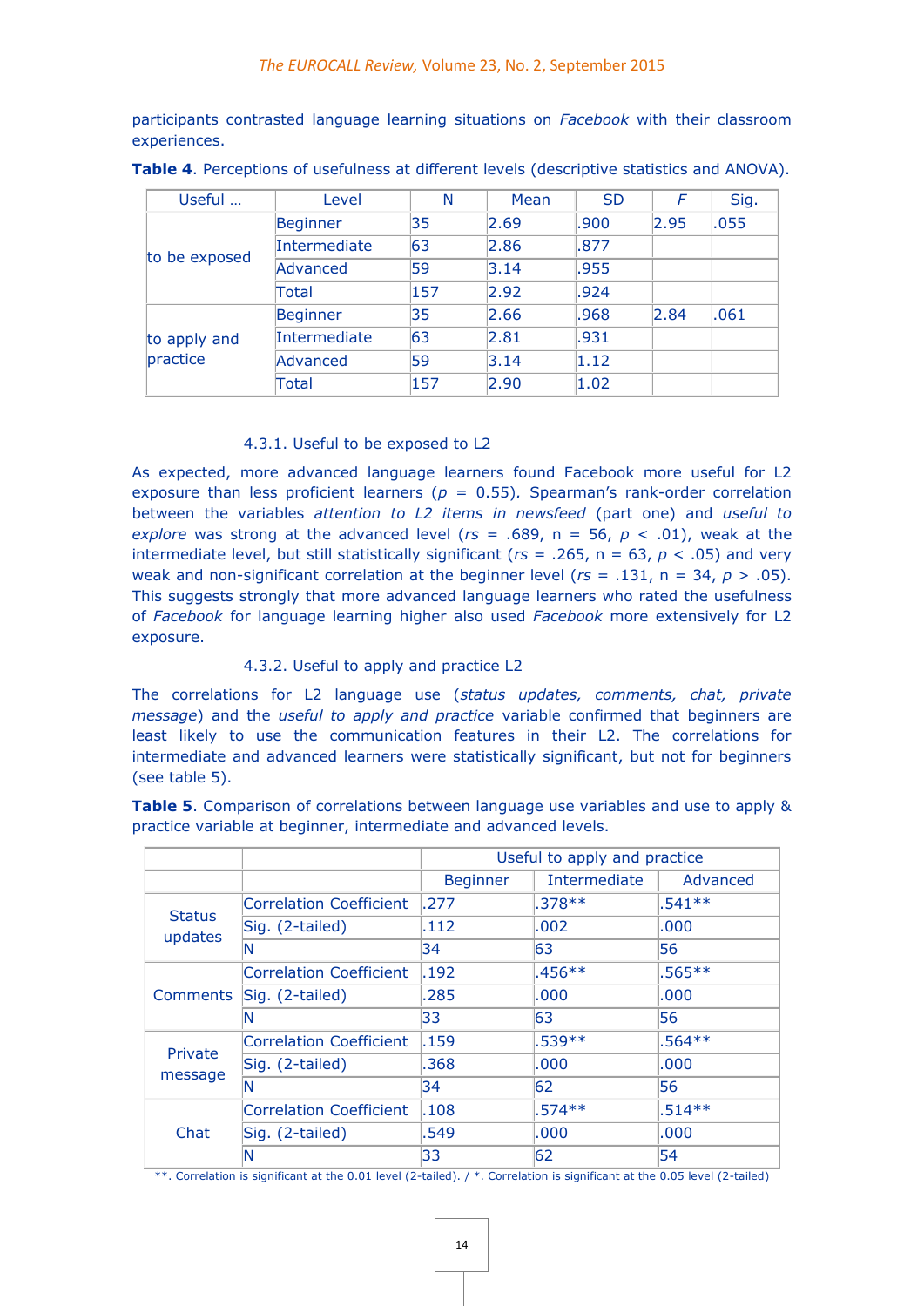participants contrasted language learning situations on *Facebook* with their classroom experiences.

**Table 4**. Perceptions of usefulness at different levels (descriptive statistics and ANOVA).

| Useful … | Level | N | Mean | SD | *F* | Sig. |
|---|---|---|---|---|---|---|
| to be exposed | Beginner | 35 | 2.69 | .900 | 2.95 | .055 |
| | Intermediate | 63 | 2.86 | .877 | | |
| | Advanced | 59 | 3.14 | .955 | | |
| | Total | 157 | 2.92 | .924 | | |
| to apply and practice | Beginner | 35 | 2.66 | .968 | 2.84 | .061 |
| | Intermediate | 63 | 2.81 | .931 | | |
| | Advanced | 59 | 3.14 | 1.12 | | |
| | Total | 157 | 2.90 | 1.02 | | |

#### 4.3.1. Useful to be exposed to L2

As expected, more advanced language learners found Facebook more useful for L2 exposure than less proficient learners ($p$ = 0.55). Spearman's rank-order correlation between the variables *attention to L2 items in newsfeed* (part one) and *useful to explore* was strong at the advanced level ($rs$ = .689, n = 56, $p < .01$), weak at the intermediate level, but still statistically significant ($rs$ = .265, n = 63, $p < .05$) and very weak and non-significant correlation at the beginner level ($rs$ = .131, n = 34, $p > .05$). This suggests strongly that more advanced language learners who rated the usefulness of *Facebook* for language learning higher also used *Facebook* more extensively for L2 exposure.

#### 4.3.2. Useful to apply and practice L2

The correlations for L2 language use (*status updates, comments, chat, private message*) and the *useful to apply and practice* variable confirmed that beginners are least likely to use the communication features in their L2. The correlations for intermediate and advanced learners were statistically significant, but not for beginners (see table 5).

**Table 5**. Comparison of correlations between language use variables and use to apply & practice variable at beginner, intermediate and advanced levels.

| | | Useful to apply and practice | | |
|---|---|---|---|---|
| | | Beginner | Intermediate | Advanced |
| Status updates | Correlation Coefficient | .277 | .378** | .541** |
| | Sig. (2-tailed) | .112 | .002 | .000 |
| | N | 34 | 63 | 56 |
| Comments | Correlation Coefficient | .192 | .456** | .565** |
| | Sig. (2-tailed) | .285 | .000 | .000 |
| | N | 33 | 63 | 56 |
| Private message | Correlation Coefficient | .159 | .539** | .564** |
| | Sig. (2-tailed) | .368 | .000 | .000 |
| | N | 34 | 62 | 56 |
| Chat | Correlation Coefficient | .108 | .574** | .514** |
| | Sig. (2-tailed) | .549 | .000 | .000 |
| | N | 33 | 62 | 54 |

**. Correlation is significant at the 0.01 level (2-tailed). / *. Correlation is significant at the 0.05 level (2-tailed)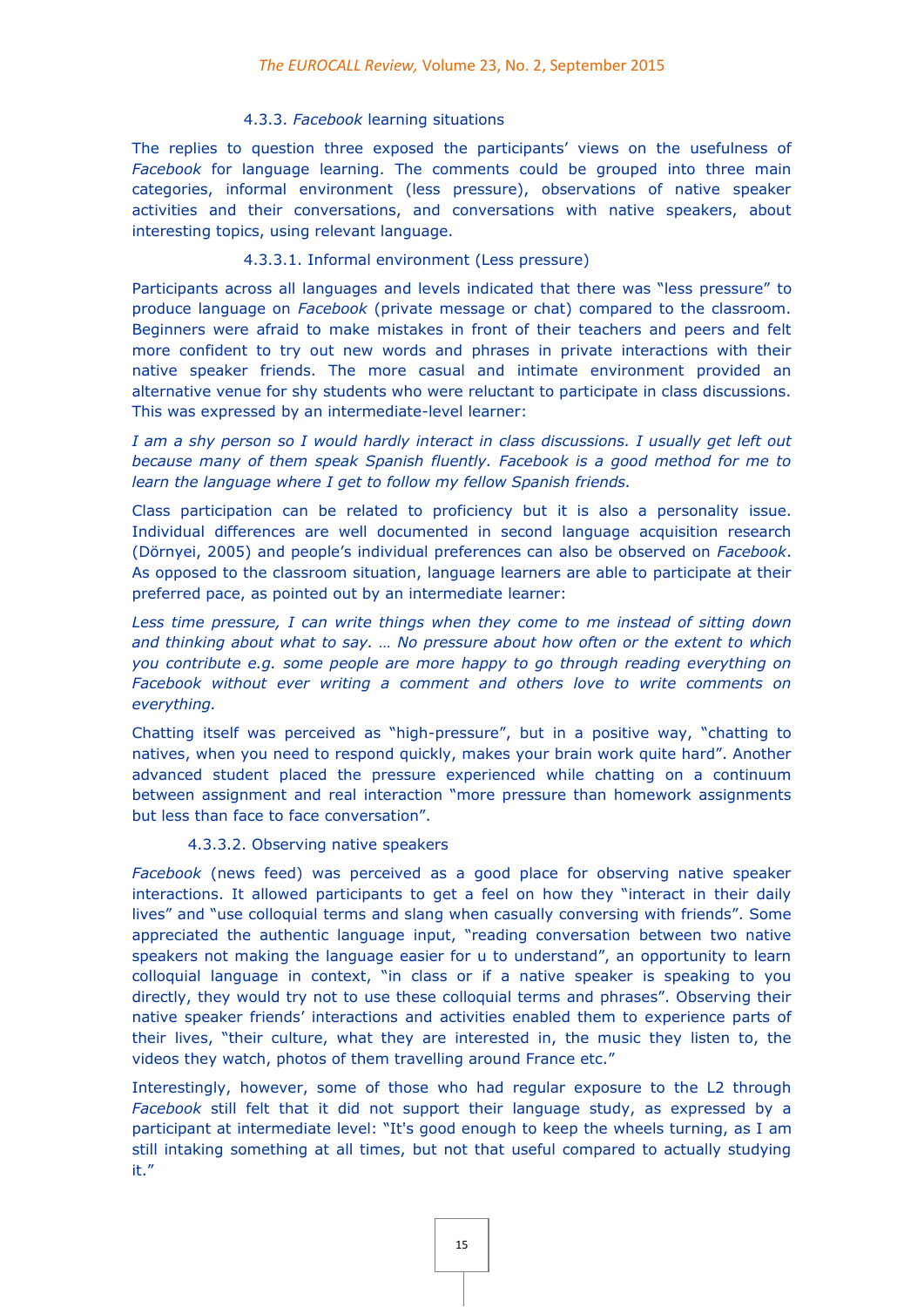#### 4.3.3. *Facebook* learning situations

The replies to question three exposed the participants' views on the usefulness of *Facebook* for language learning. The comments could be grouped into three main categories, informal environment (less pressure), observations of native speaker activities and their conversations, and conversations with native speakers, about interesting topics, using relevant language.

##### 4.3.3.1. Informal environment (Less pressure)

Participants across all languages and levels indicated that there was "less pressure" to produce language on *Facebook* (private message or chat) compared to the classroom. Beginners were afraid to make mistakes in front of their teachers and peers and felt more confident to try out new words and phrases in private interactions with their native speaker friends. The more casual and intimate environment provided an alternative venue for shy students who were reluctant to participate in class discussions. This was expressed by an intermediate-level learner:

*I am a shy person so I would hardly interact in class discussions. I usually get left out because many of them speak Spanish fluently. Facebook is a good method for me to learn the language where I get to follow my fellow Spanish friends.*

Class participation can be related to proficiency but it is also a personality issue. Individual differences are well documented in second language acquisition research (Dörnyei, 2005) and people's individual preferences can also be observed on *Facebook*. As opposed to the classroom situation, language learners are able to participate at their preferred pace, as pointed out by an intermediate learner:

*Less time pressure, I can write things when they come to me instead of sitting down and thinking about what to say. … No pressure about how often or the extent to which you contribute e.g. some people are more happy to go through reading everything on Facebook without ever writing a comment and others love to write comments on everything.*

Chatting itself was perceived as "high-pressure", but in a positive way, "chatting to natives, when you need to respond quickly, makes your brain work quite hard". Another advanced student placed the pressure experienced while chatting on a continuum between assignment and real interaction "more pressure than homework assignments but less than face to face conversation".

##### 4.3.3.2. Observing native speakers

*Facebook* (news feed) was perceived as a good place for observing native speaker interactions. It allowed participants to get a feel on how they "interact in their daily lives" and "use colloquial terms and slang when casually conversing with friends". Some appreciated the authentic language input, "reading conversation between two native speakers not making the language easier for u to understand", an opportunity to learn colloquial language in context, "in class or if a native speaker is speaking to you directly, they would try not to use these colloquial terms and phrases". Observing their native speaker friends' interactions and activities enabled them to experience parts of their lives, "their culture, what they are interested in, the music they listen to, the videos they watch, photos of them travelling around France etc."

Interestingly, however, some of those who had regular exposure to the L2 through *Facebook* still felt that it did not support their language study, as expressed by a participant at intermediate level: "It's good enough to keep the wheels turning, as I am still intaking something at all times, but not that useful compared to actually studying it."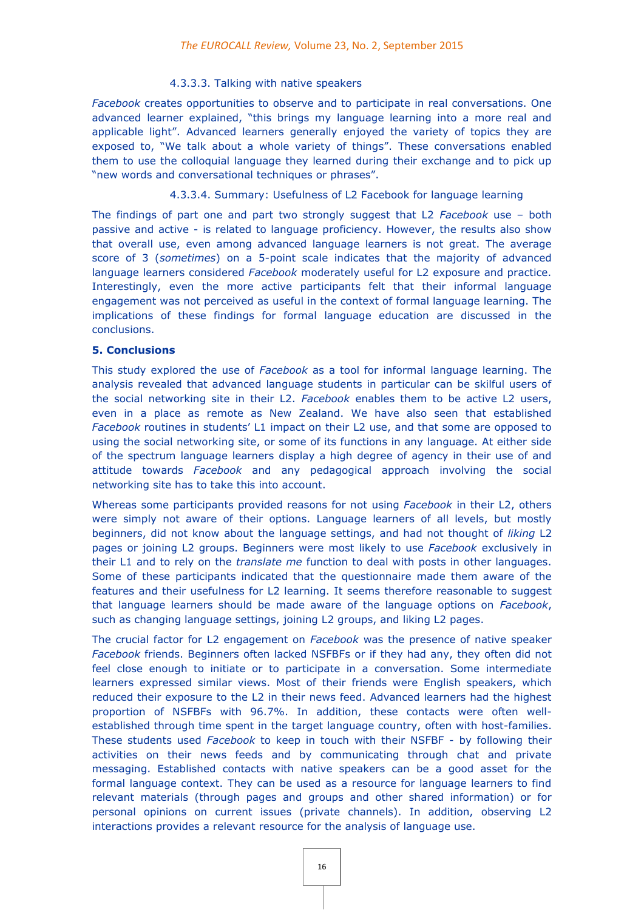#### 4.3.3.3. Talking with native speakers

*Facebook* creates opportunities to observe and to participate in real conversations. One advanced learner explained, "this brings my language learning into a more real and applicable light". Advanced learners generally enjoyed the variety of topics they are exposed to, "We talk about a whole variety of things". These conversations enabled them to use the colloquial language they learned during their exchange and to pick up "new words and conversational techniques or phrases".

#### 4.3.3.4. Summary: Usefulness of L2 Facebook for language learning

The findings of part one and part two strongly suggest that L2 *Facebook* use – both passive and active - is related to language proficiency. However, the results also show that overall use, even among advanced language learners is not great. The average score of 3 (*sometimes*) on a 5-point scale indicates that the majority of advanced language learners considered *Facebook* moderately useful for L2 exposure and practice. Interestingly, even the more active participants felt that their informal language engagement was not perceived as useful in the context of formal language learning. The implications of these findings for formal language education are discussed in the conclusions.

## 5. Conclusions

This study explored the use of *Facebook* as a tool for informal language learning. The analysis revealed that advanced language students in particular can be skilful users of the social networking site in their L2. *Facebook* enables them to be active L2 users, even in a place as remote as New Zealand. We have also seen that established *Facebook* routines in students' L1 impact on their L2 use, and that some are opposed to using the social networking site, or some of its functions in any language. At either side of the spectrum language learners display a high degree of agency in their use of and attitude towards *Facebook* and any pedagogical approach involving the social networking site has to take this into account.

Whereas some participants provided reasons for not using *Facebook* in their L2, others were simply not aware of their options. Language learners of all levels, but mostly beginners, did not know about the language settings, and had not thought of *liking* L2 pages or joining L2 groups. Beginners were most likely to use *Facebook* exclusively in their L1 and to rely on the *translate me* function to deal with posts in other languages. Some of these participants indicated that the questionnaire made them aware of the features and their usefulness for L2 learning. It seems therefore reasonable to suggest that language learners should be made aware of the language options on *Facebook*, such as changing language settings, joining L2 groups, and liking L2 pages.

The crucial factor for L2 engagement on *Facebook* was the presence of native speaker *Facebook* friends. Beginners often lacked NSFBFs or if they had any, they often did not feel close enough to initiate or to participate in a conversation. Some intermediate learners expressed similar views. Most of their friends were English speakers, which reduced their exposure to the L2 in their news feed. Advanced learners had the highest proportion of NSFBFs with 96.7%. In addition, these contacts were often well-established through time spent in the target language country, often with host-families. These students used *Facebook* to keep in touch with their NSFBF - by following their activities on their news feeds and by communicating through chat and private messaging. Established contacts with native speakers can be a good asset for the formal language context. They can be used as a resource for language learners to find relevant materials (through pages and groups and other shared information) or for personal opinions on current issues (private channels). In addition, observing L2 interactions provides a relevant resource for the analysis of language use.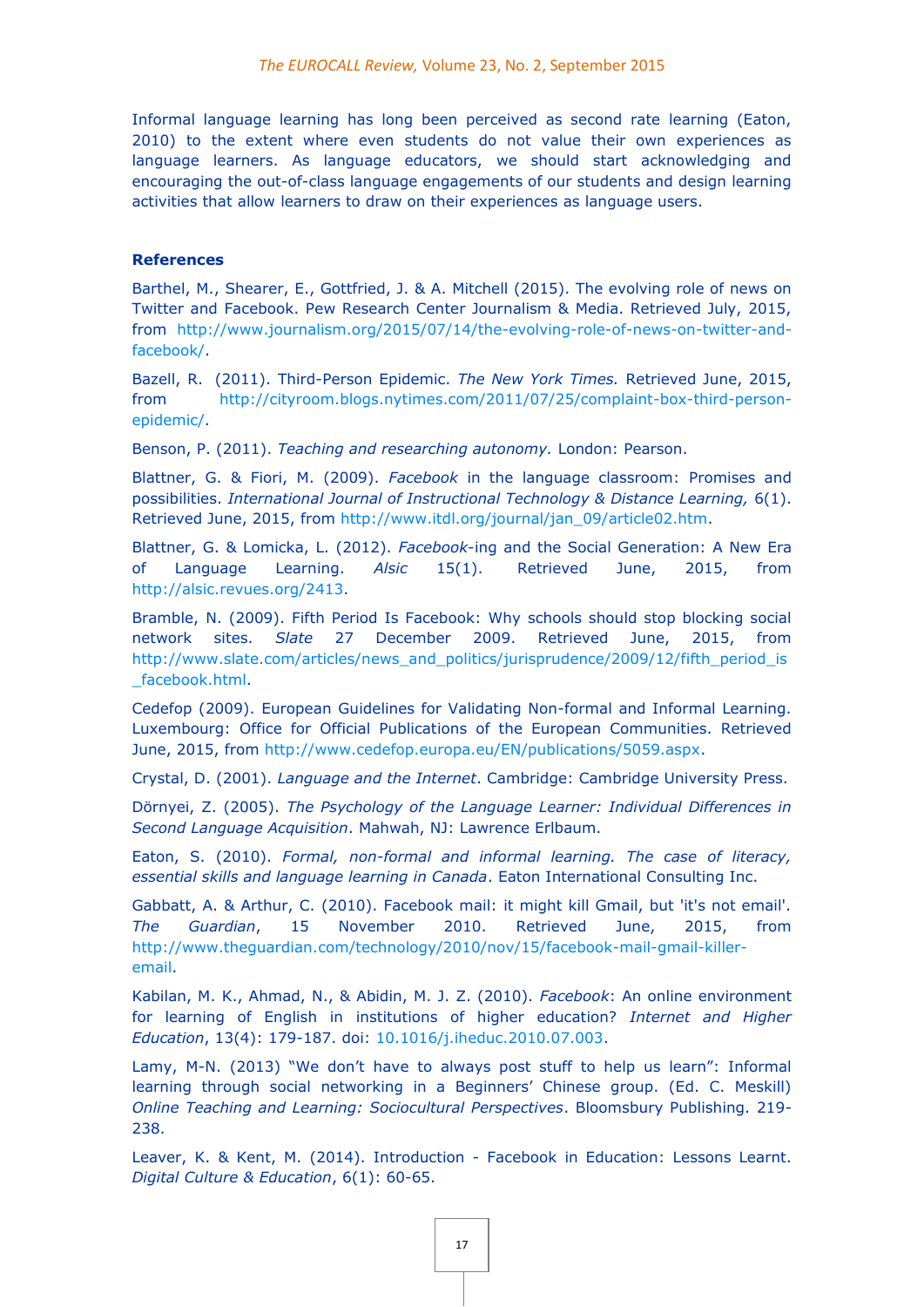Informal language learning has long been perceived as second rate learning (Eaton, 2010) to the extent where even students do not value their own experiences as language learners. As language educators, we should start acknowledging and encouraging the out-of-class language engagements of our students and design learning activities that allow learners to draw on their experiences as language users.

## References

Barthel, M., Shearer, E., Gottfried, J. & A. Mitchell (2015). The evolving role of news on Twitter and Facebook. Pew Research Center Journalism & Media. Retrieved July, 2015, from http://www.journalism.org/2015/07/14/the-evolving-role-of-news-on-twitter-and-facebook/.

Bazell, R. (2011). Third-Person Epidemic. *The New York Times.* Retrieved June, 2015, from http://cityroom.blogs.nytimes.com/2011/07/25/complaint-box-third-person-epidemic/.

Benson, P. (2011). *Teaching and researching autonomy.* London: Pearson.

Blattner, G. & Fiori, M. (2009). *Facebook* in the language classroom: Promises and possibilities. *International Journal of Instructional Technology & Distance Learning,* 6(1). Retrieved June, 2015, from http://www.itdl.org/journal/jan_09/article02.htm.

Blattner, G. & Lomicka, L. (2012). *Facebook*-ing and the Social Generation: A New Era of Language Learning. *Alsic* 15(1). Retrieved June, 2015, from http://alsic.revues.org/2413.

Bramble, N. (2009). Fifth Period Is Facebook: Why schools should stop blocking social network sites. *Slate* 27 December 2009. Retrieved June, 2015, from http://www.slate.com/articles/news_and_politics/jurisprudence/2009/12/fifth_period_is_facebook.html.

Cedefop (2009). European Guidelines for Validating Non-formal and Informal Learning. Luxembourg: Office for Official Publications of the European Communities. Retrieved June, 2015, from http://www.cedefop.europa.eu/EN/publications/5059.aspx.

Crystal, D. (2001). *Language and the Internet*. Cambridge: Cambridge University Press.

Dörnyei, Z. (2005). *The Psychology of the Language Learner: Individual Differences in Second Language Acquisition*. Mahwah, NJ: Lawrence Erlbaum.

Eaton, S. (2010). *Formal, non-formal and informal learning. The case of literacy, essential skills and language learning in Canada*. Eaton International Consulting Inc.

Gabbatt, A. & Arthur, C. (2010). Facebook mail: it might kill Gmail, but 'it's not email'. *The Guardian*, 15 November 2010. Retrieved June, 2015, from http://www.theguardian.com/technology/2010/nov/15/facebook-mail-gmail-killer-email.

Kabilan, M. K., Ahmad, N., & Abidin, M. J. Z. (2010). *Facebook*: An online environment for learning of English in institutions of higher education? *Internet and Higher Education*, 13(4): 179-187. doi: 10.1016/j.iheduc.2010.07.003.

Lamy, M-N. (2013) "We don't have to always post stuff to help us learn": Informal learning through social networking in a Beginners' Chinese group. (Ed. C. Meskill) *Online Teaching and Learning: Sociocultural Perspectives*. Bloomsbury Publishing. 219-238.

Leaver, K. & Kent, M. (2014). Introduction - Facebook in Education: Lessons Learnt. *Digital Culture & Education*, 6(1): 60-65.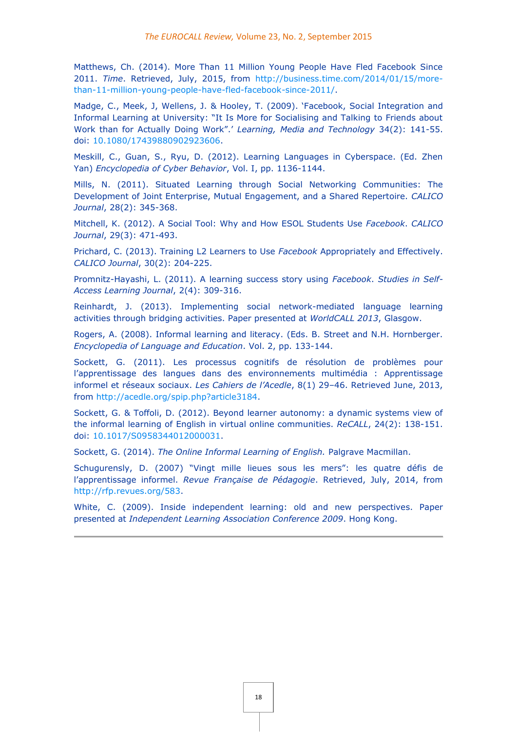Matthews, Ch. (2014). More Than 11 Million Young People Have Fled Facebook Since 2011. *Time*. Retrieved, July, 2015, from http://business.time.com/2014/01/15/more-than-11-million-young-people-have-fled-facebook-since-2011/.

Madge, C., Meek, J, Wellens, J. & Hooley, T. (2009). 'Facebook, Social Integration and Informal Learning at University: "It Is More for Socialising and Talking to Friends about Work than for Actually Doing Work".' *Learning, Media and Technology* 34(2): 141-55. doi: 10.1080/17439880902923606.

Meskill, C., Guan, S., Ryu, D. (2012). Learning Languages in Cyberspace. (Ed. Zhen Yan) *Encyclopedia of Cyber Behavior*, Vol. I, pp. 1136-1144.

Mills, N. (2011). Situated Learning through Social Networking Communities: The Development of Joint Enterprise, Mutual Engagement, and a Shared Repertoire. *CALICO Journal*, 28(2): 345-368.

Mitchell, K. (2012). A Social Tool: Why and How ESOL Students Use *Facebook*. *CALICO Journal*, 29(3): 471-493.

Prichard, C. (2013). Training L2 Learners to Use *Facebook* Appropriately and Effectively. *CALICO Journal*, 30(2): 204-225.

Promnitz-Hayashi, L. (2011). A learning success story using *Facebook*. *Studies in Self-Access Learning Journal*, 2(4): 309-316.

Reinhardt, J. (2013). Implementing social network-mediated language learning activities through bridging activities. Paper presented at *WorldCALL 2013*, Glasgow.

Rogers, A. (2008). Informal learning and literacy. (Eds. B. Street and N.H. Hornberger. *Encyclopedia of Language and Education*. Vol. 2, pp. 133-144.

Sockett, G. (2011). Les processus cognitifs de résolution de problèmes pour l'apprentissage des langues dans des environnements multimédia : Apprentissage informel et réseaux sociaux. *Les Cahiers de l'Acedle*, 8(1) 29–46. Retrieved June, 2013, from http://acedle.org/spip.php?article3184.

Sockett, G. & Toffoli, D. (2012). Beyond learner autonomy: a dynamic systems view of the informal learning of English in virtual online communities. *ReCALL*, 24(2): 138-151. doi: 10.1017/S0958344012000031.

Sockett, G. (2014). *The Online Informal Learning of English.* Palgrave Macmillan.

Schugurensly, D. (2007) "Vingt mille lieues sous les mers": les quatre défis de l'apprentissage informel. *Revue Française de Pédagogie*. Retrieved, July, 2014, from http://rfp.revues.org/583.

White, C. (2009). Inside independent learning: old and new perspectives. Paper presented at *Independent Learning Association Conference 2009*. Hong Kong.